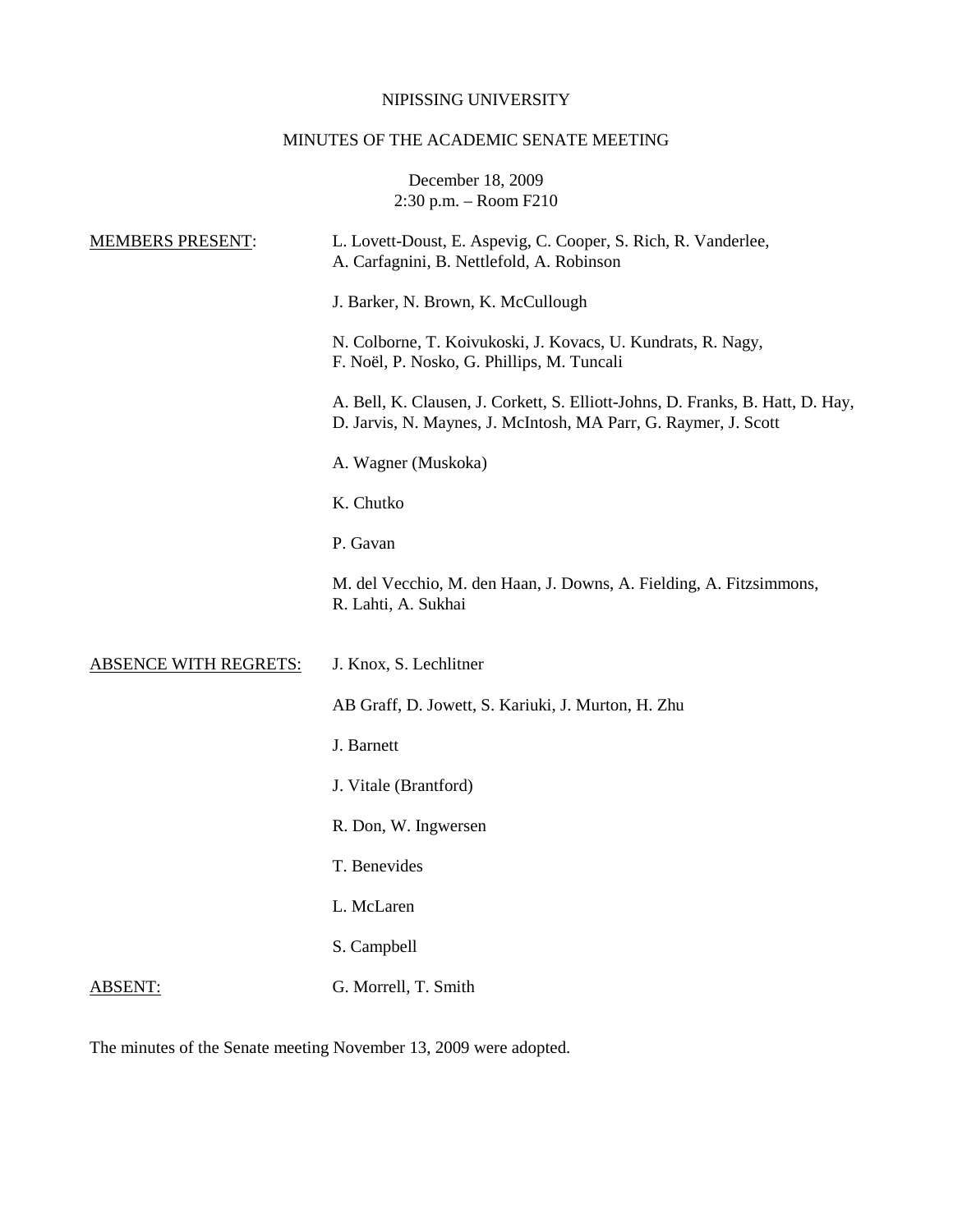NIPISSING UNIVERSITY

MINUTES OF THE ACADEMIC SENATE MEETING

December 18, 2009
2:30 p.m. – Room F210

MEMBERS PRESENT:

L. Lovett-Doust, E. Aspevig, C. Cooper, S. Rich, R. Vanderlee, A. Carfagnini, B. Nettlefold, A. Robinson

J. Barker, N. Brown, K. McCullough

N. Colborne, T. Koivukoski, J. Kovacs, U. Kundrats, R. Nagy, F. Noël, P. Nosko, G. Phillips, M. Tuncali

A. Bell, K. Clausen, J. Corkett, S. Elliott-Johns, D. Franks, B. Hatt, D. Hay, D. Jarvis, N. Maynes, J. McIntosh, MA Parr, G. Raymer, J. Scott

A. Wagner (Muskoka)

K. Chutko

P. Gavan

M. del Vecchio, M. den Haan, J. Downs, A. Fielding, A. Fitzsimmons, R. Lahti, A. Sukhai

ABSENCE WITH REGRETS:

J. Knox, S. Lechlitner

AB Graff, D. Jowett, S. Kariuki, J. Murton, H. Zhu

J. Barnett

J. Vitale (Brantford)

R. Don, W. Ingwersen

T. Benevides

L. McLaren

S. Campbell

ABSENT:

G. Morrell, T. Smith

The minutes of the Senate meeting November 13, 2009 were adopted.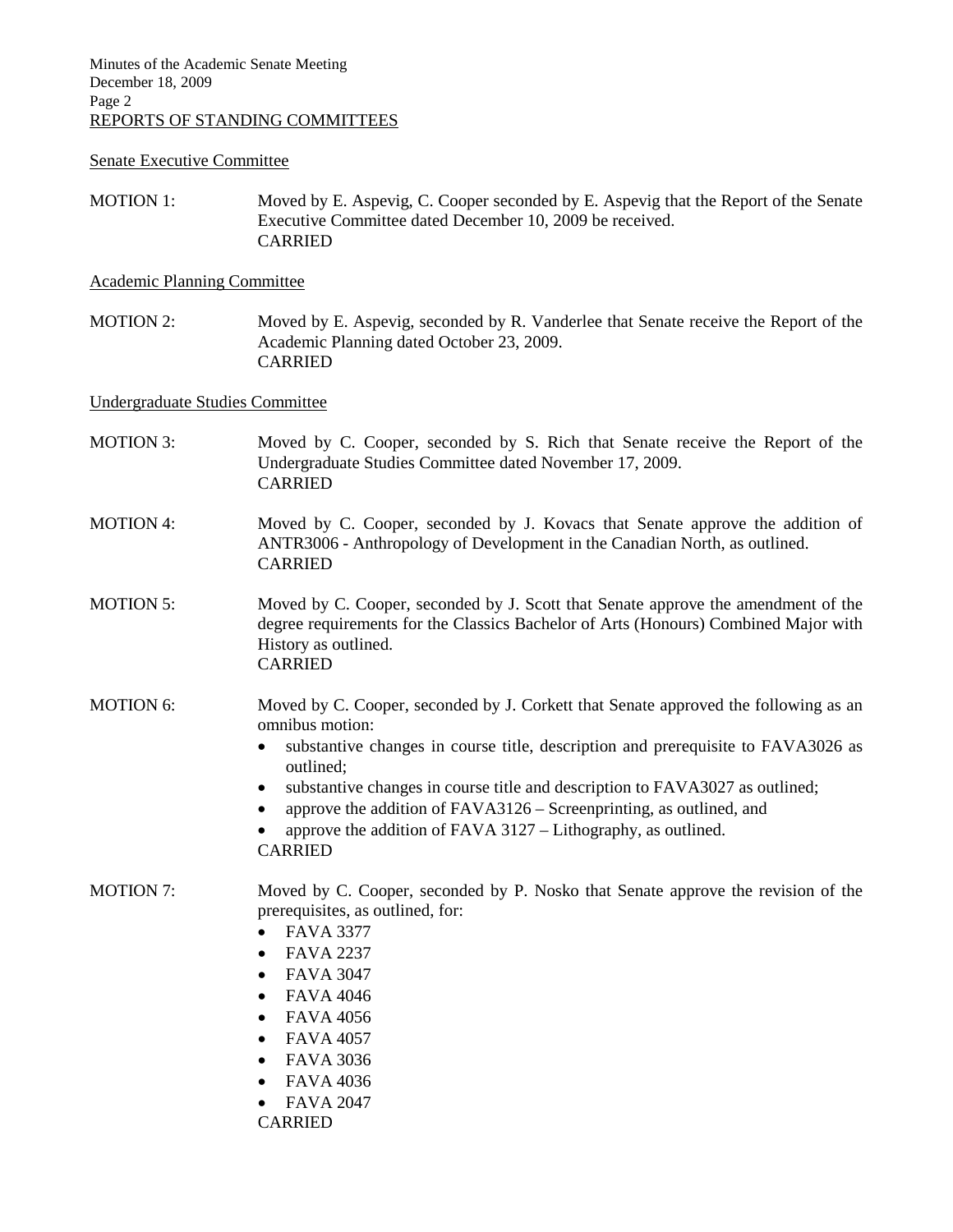## REPORTS OF STANDING COMMITTEES

### Senate Executive Committee

MOTION 1: Moved by E. Aspevig, C. Cooper seconded by E. Aspevig that the Report of the Senate Executive Committee dated December 10, 2009 be received.
CARRIED

### Academic Planning Committee

MOTION 2: Moved by E. Aspevig, seconded by R. Vanderlee that Senate receive the Report of the Academic Planning dated October 23, 2009.
CARRIED

### Undergraduate Studies Committee

MOTION 3: Moved by C. Cooper, seconded by S. Rich that Senate receive the Report of the Undergraduate Studies Committee dated November 17, 2009.
CARRIED

MOTION 4: Moved by C. Cooper, seconded by J. Kovacs that Senate approve the addition of ANTR3006 - Anthropology of Development in the Canadian North, as outlined.
CARRIED

MOTION 5: Moved by C. Cooper, seconded by J. Scott that Senate approve the amendment of the degree requirements for the Classics Bachelor of Arts (Honours) Combined Major with History as outlined.
CARRIED

MOTION 6: Moved by C. Cooper, seconded by J. Corkett that Senate approved the following as an omnibus motion:

- substantive changes in course title, description and prerequisite to FAVA3026 as outlined;
- substantive changes in course title and description to FAVA3027 as outlined;
- approve the addition of FAVA3126 – Screenprinting, as outlined, and
- approve the addition of FAVA 3127 – Lithography, as outlined.

CARRIED

MOTION 7: Moved by C. Cooper, seconded by P. Nosko that Senate approve the revision of the prerequisites, as outlined, for:

- FAVA 3377
- FAVA 2237
- FAVA 3047
- FAVA 4046
- FAVA 4056
- FAVA 4057
- FAVA 3036
- FAVA 4036
- FAVA 2047

CARRIED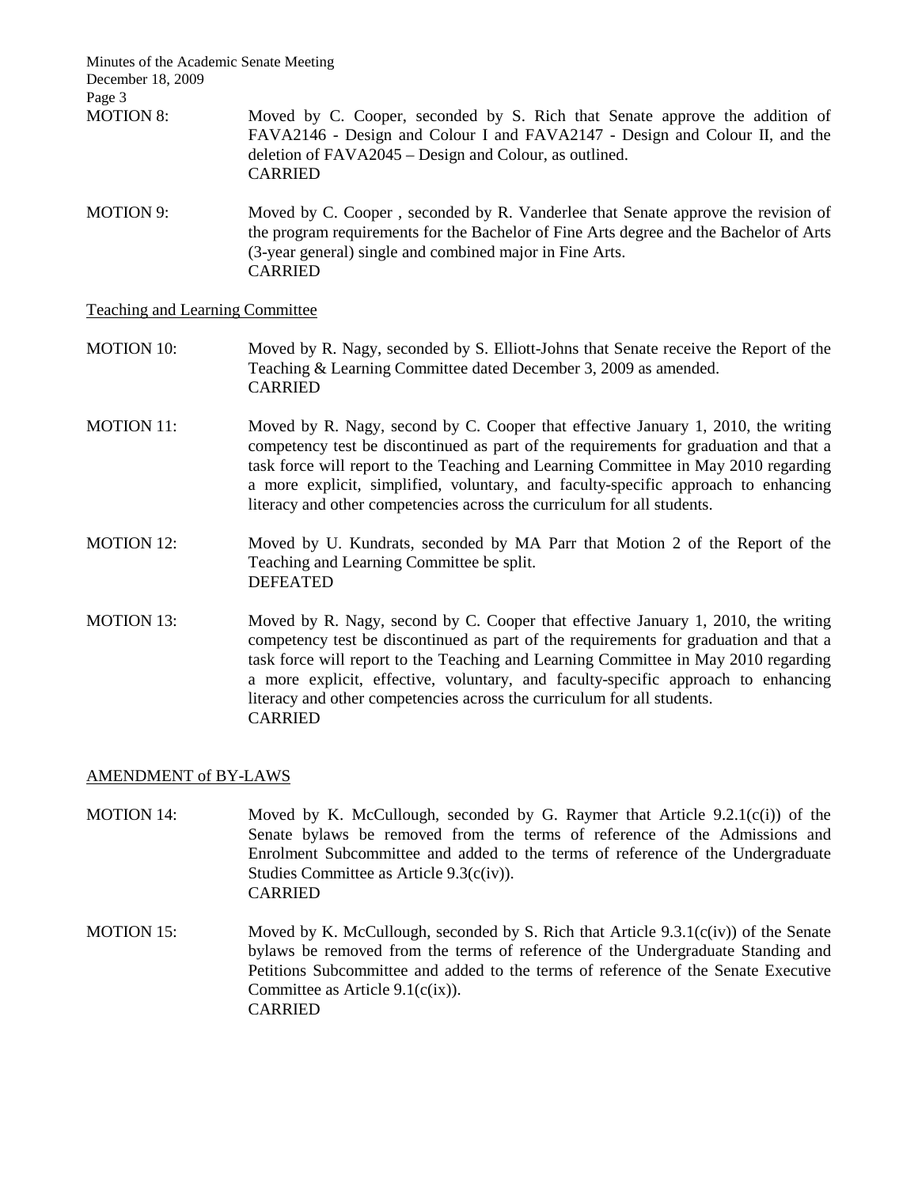MOTION 8: Moved by C. Cooper, seconded by S. Rich that Senate approve the addition of FAVA2146 - Design and Colour I and FAVA2147 - Design and Colour II, and the deletion of FAVA2045 – Design and Colour, as outlined.
CARRIED

MOTION 9: Moved by C. Cooper , seconded by R. Vanderlee that Senate approve the revision of the program requirements for the Bachelor of Fine Arts degree and the Bachelor of Arts (3-year general) single and combined major in Fine Arts.
CARRIED

Teaching and Learning Committee

MOTION 10: Moved by R. Nagy, seconded by S. Elliott-Johns that Senate receive the Report of the Teaching & Learning Committee dated December 3, 2009 as amended.
CARRIED

MOTION 11: Moved by R. Nagy, second by C. Cooper that effective January 1, 2010, the writing competency test be discontinued as part of the requirements for graduation and that a task force will report to the Teaching and Learning Committee in May 2010 regarding a more explicit, simplified, voluntary, and faculty-specific approach to enhancing literacy and other competencies across the curriculum for all students.

MOTION 12: Moved by U. Kundrats, seconded by MA Parr that Motion 2 of the Report of the Teaching and Learning Committee be split.
DEFEATED

MOTION 13: Moved by R. Nagy, second by C. Cooper that effective January 1, 2010, the writing competency test be discontinued as part of the requirements for graduation and that a task force will report to the Teaching and Learning Committee in May 2010 regarding a more explicit, effective, voluntary, and faculty-specific approach to enhancing literacy and other competencies across the curriculum for all students.
CARRIED

AMENDMENT of BY-LAWS

MOTION 14: Moved by K. McCullough, seconded by G. Raymer that Article 9.2.1(c(i)) of the Senate bylaws be removed from the terms of reference of the Admissions and Enrolment Subcommittee and added to the terms of reference of the Undergraduate Studies Committee as Article 9.3(c(iv)).
CARRIED

MOTION 15: Moved by K. McCullough, seconded by S. Rich that Article 9.3.1(c(iv)) of the Senate bylaws be removed from the terms of reference of the Undergraduate Standing and Petitions Subcommittee and added to the terms of reference of the Senate Executive Committee as Article 9.1(c(ix)).
CARRIED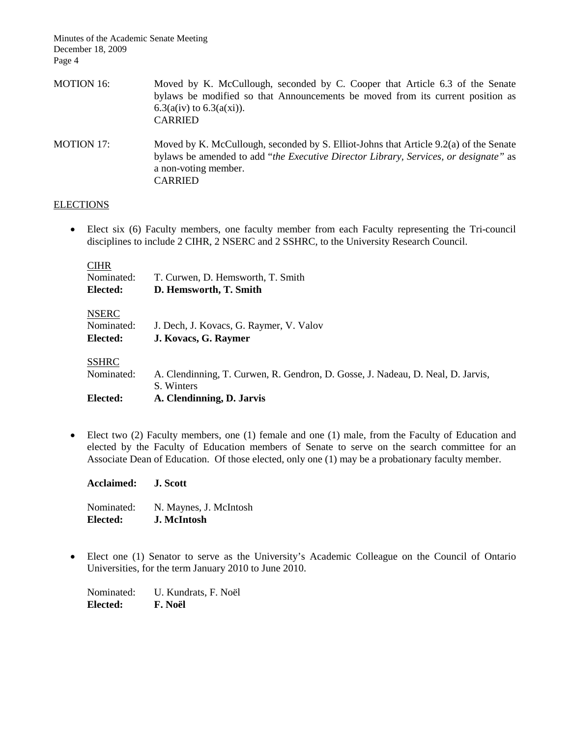MOTION 16: Moved by K. McCullough, seconded by C. Cooper that Article 6.3 of the Senate bylaws be modified so that Announcements be moved from its current position as 6.3(a(iv) to 6.3(a(xi)).
CARRIED

MOTION 17: Moved by K. McCullough, seconded by S. Elliot-Johns that Article 9.2(a) of the Senate bylaws be amended to add "*the Executive Director Library, Services, or designate"* as a non-voting member.
CARRIED

## ELECTIONS

- Elect six (6) Faculty members, one faculty member from each Faculty representing the Tri-council disciplines to include 2 CIHR, 2 NSERC and 2 SSHRC, to the University Research Council.

  CIHR
  Nominated: T. Curwen, D. Hemsworth, T. Smith
  **Elected: D. Hemsworth, T. Smith**

  NSERC
  Nominated: J. Dech, J. Kovacs, G. Raymer, V. Valov
  **Elected: J. Kovacs, G. Raymer**

  SSHRC
  Nominated: A. Clendinning, T. Curwen, R. Gendron, D. Gosse, J. Nadeau, D. Neal, D. Jarvis, S. Winters
  **Elected: A. Clendinning, D. Jarvis**

- Elect two (2) Faculty members, one (1) female and one (1) male, from the Faculty of Education and elected by the Faculty of Education members of Senate to serve on the search committee for an Associate Dean of Education. Of those elected, only one (1) may be a probationary faculty member.

  **Acclaimed: J. Scott**

  Nominated: N. Maynes, J. McIntosh
  **Elected: J. McIntosh**

- Elect one (1) Senator to serve as the University's Academic Colleague on the Council of Ontario Universities, for the term January 2010 to June 2010.

  Nominated: U. Kundrats, F. Noël
  **Elected: F. Noël**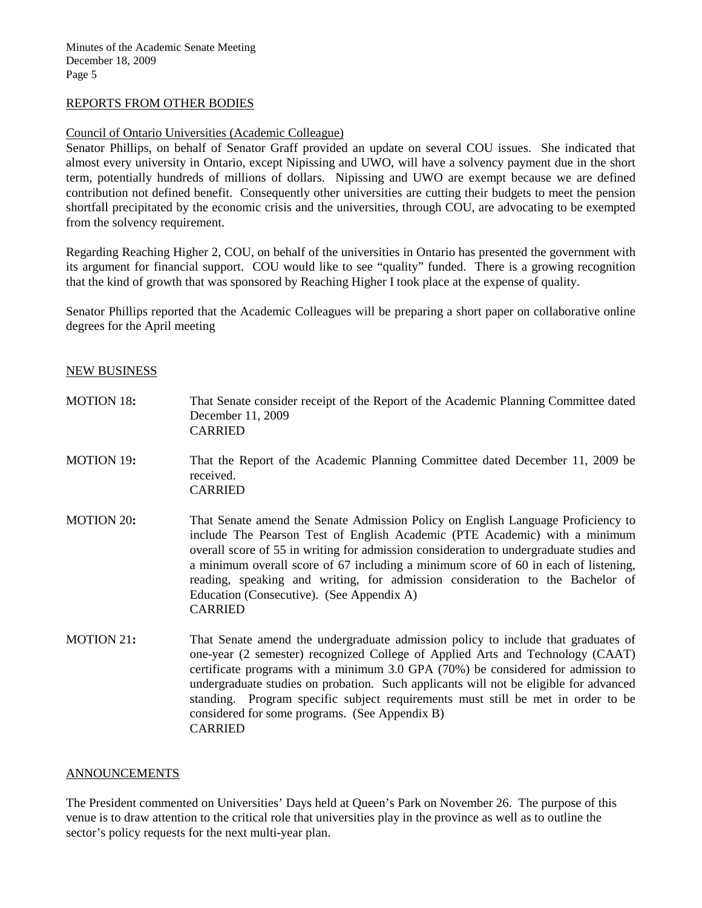## REPORTS FROM OTHER BODIES

### Council of Ontario Universities (Academic Colleague)

Senator Phillips, on behalf of Senator Graff provided an update on several COU issues. She indicated that almost every university in Ontario, except Nipissing and UWO, will have a solvency payment due in the short term, potentially hundreds of millions of dollars. Nipissing and UWO are exempt because we are defined contribution not defined benefit. Consequently other universities are cutting their budgets to meet the pension shortfall precipitated by the economic crisis and the universities, through COU, are advocating to be exempted from the solvency requirement.

Regarding Reaching Higher 2, COU, on behalf of the universities in Ontario has presented the government with its argument for financial support. COU would like to see "quality" funded. There is a growing recognition that the kind of growth that was sponsored by Reaching Higher I took place at the expense of quality.

Senator Phillips reported that the Academic Colleagues will be preparing a short paper on collaborative online degrees for the April meeting

## NEW BUSINESS

**MOTION 18:** That Senate consider receipt of the Report of the Academic Planning Committee dated December 11, 2009
CARRIED

**MOTION 19:** That the Report of the Academic Planning Committee dated December 11, 2009 be received.
CARRIED

**MOTION 20:** That Senate amend the Senate Admission Policy on English Language Proficiency to include The Pearson Test of English Academic (PTE Academic) with a minimum overall score of 55 in writing for admission consideration to undergraduate studies and a minimum overall score of 67 including a minimum score of 60 in each of listening, reading, speaking and writing, for admission consideration to the Bachelor of Education (Consecutive). (See Appendix A)
CARRIED

**MOTION 21:** That Senate amend the undergraduate admission policy to include that graduates of one-year (2 semester) recognized College of Applied Arts and Technology (CAAT) certificate programs with a minimum 3.0 GPA (70%) be considered for admission to undergraduate studies on probation. Such applicants will not be eligible for advanced standing. Program specific subject requirements must still be met in order to be considered for some programs. (See Appendix B)
CARRIED

## ANNOUNCEMENTS

The President commented on Universities' Days held at Queen's Park on November 26. The purpose of this venue is to draw attention to the critical role that universities play in the province as well as to outline the sector's policy requests for the next multi-year plan.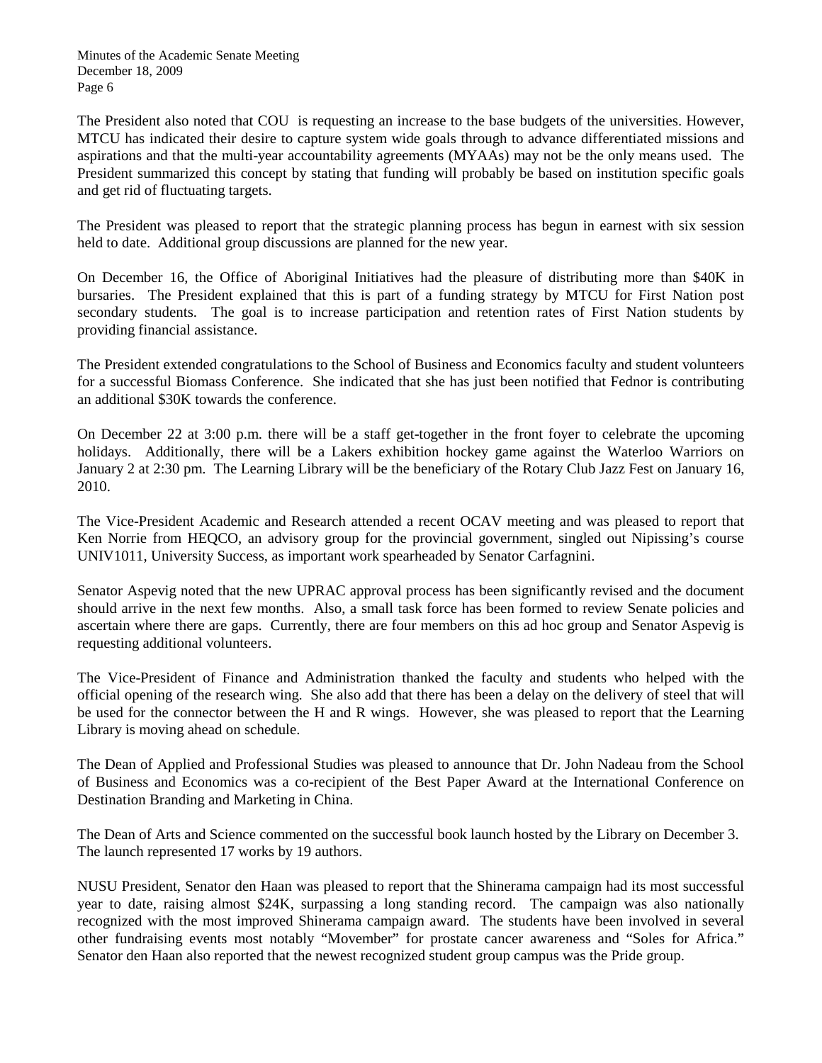The President also noted that COU is requesting an increase to the base budgets of the universities. However, MTCU has indicated their desire to capture system wide goals through to advance differentiated missions and aspirations and that the multi-year accountability agreements (MYAAs) may not be the only means used. The President summarized this concept by stating that funding will probably be based on institution specific goals and get rid of fluctuating targets.

The President was pleased to report that the strategic planning process has begun in earnest with six session held to date. Additional group discussions are planned for the new year.

On December 16, the Office of Aboriginal Initiatives had the pleasure of distributing more than $40K in bursaries. The President explained that this is part of a funding strategy by MTCU for First Nation post secondary students. The goal is to increase participation and retention rates of First Nation students by providing financial assistance.

The President extended congratulations to the School of Business and Economics faculty and student volunteers for a successful Biomass Conference. She indicated that she has just been notified that Fednor is contributing an additional $30K towards the conference.

On December 22 at 3:00 p.m. there will be a staff get-together in the front foyer to celebrate the upcoming holidays. Additionally, there will be a Lakers exhibition hockey game against the Waterloo Warriors on January 2 at 2:30 pm. The Learning Library will be the beneficiary of the Rotary Club Jazz Fest on January 16, 2010.

The Vice-President Academic and Research attended a recent OCAV meeting and was pleased to report that Ken Norrie from HEQCO, an advisory group for the provincial government, singled out Nipissing's course UNIV1011, University Success, as important work spearheaded by Senator Carfagnini.

Senator Aspevig noted that the new UPRAC approval process has been significantly revised and the document should arrive in the next few months. Also, a small task force has been formed to review Senate policies and ascertain where there are gaps. Currently, there are four members on this ad hoc group and Senator Aspevig is requesting additional volunteers.

The Vice-President of Finance and Administration thanked the faculty and students who helped with the official opening of the research wing. She also add that there has been a delay on the delivery of steel that will be used for the connector between the H and R wings. However, she was pleased to report that the Learning Library is moving ahead on schedule.

The Dean of Applied and Professional Studies was pleased to announce that Dr. John Nadeau from the School of Business and Economics was a co-recipient of the Best Paper Award at the International Conference on Destination Branding and Marketing in China.

The Dean of Arts and Science commented on the successful book launch hosted by the Library on December 3. The launch represented 17 works by 19 authors.

NUSU President, Senator den Haan was pleased to report that the Shinerama campaign had its most successful year to date, raising almost $24K, surpassing a long standing record. The campaign was also nationally recognized with the most improved Shinerama campaign award. The students have been involved in several other fundraising events most notably "Movember" for prostate cancer awareness and "Soles for Africa." Senator den Haan also reported that the newest recognized student group campus was the Pride group.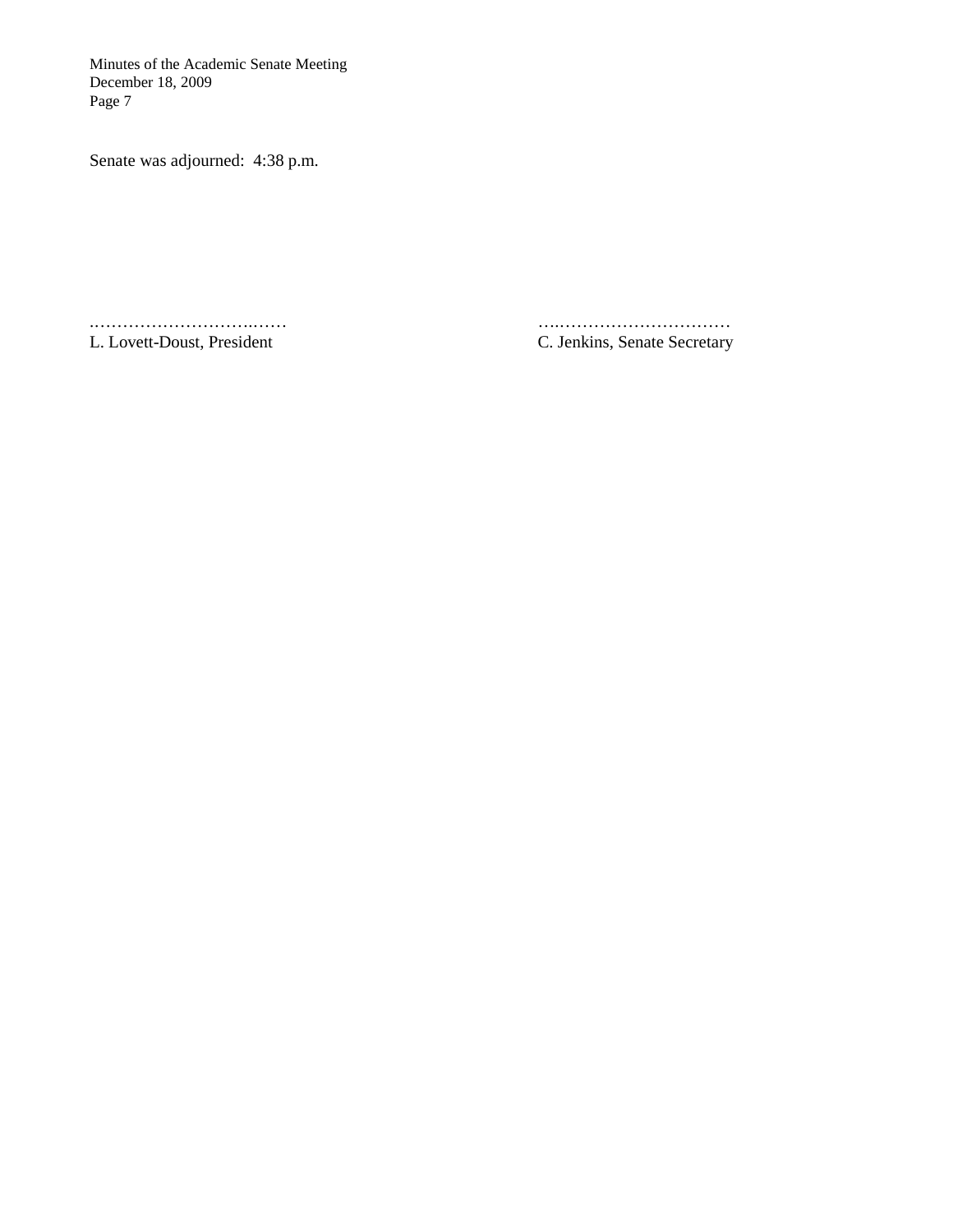Senate was adjourned:  4:38 p.m.

| | |
|---|---|
| ……………………………..…… | …..………………………… |
| L. Lovett-Doust, President | C. Jenkins, Senate Secretary |